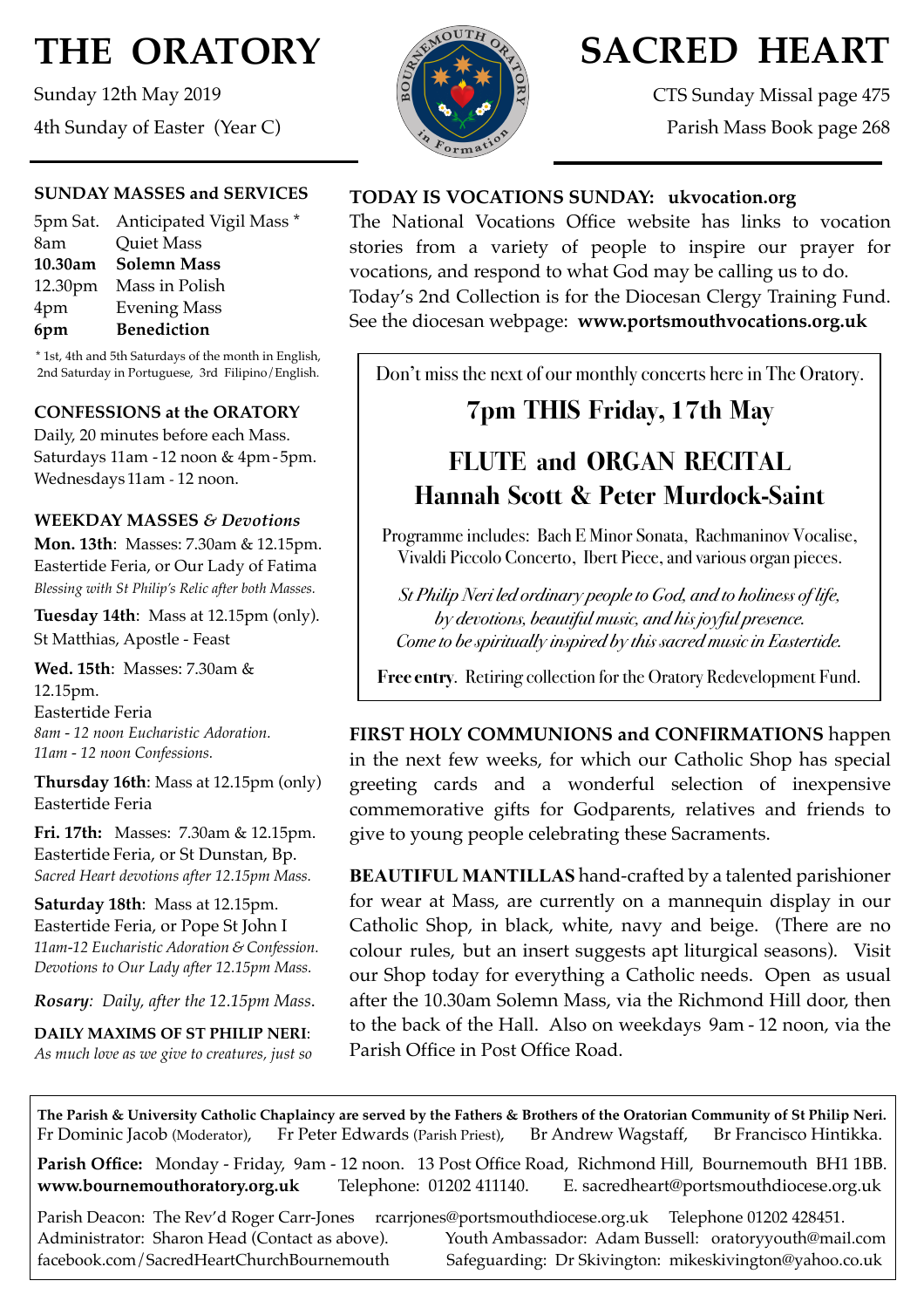# THE ORATORY

Sunday 12th May 2019

4th Sunday of Easter (Year C)

# SACRED HEART

CTS Sunday Missal page 475

Parish Mass Book page 268

### SUNDAY MASSES and SERVICES

| | |
|---|---|
| 5pm Sat. | Anticipated Vigil Mass * |
| 8am | Quiet Mass |
| **10.30am** | **Solemn Mass** |
| 12.30pm | Mass in Polish |
| 4pm | Evening Mass |
| **6pm** | **Benediction** |

\* 1st, 4th and 5th Saturdays of the month in English, 2nd Saturday in Portuguese, 3rd Filipino/English.

### CONFESSIONS at the ORATORY

Daily, 20 minutes before each Mass.
Saturdays 11am - 12 noon & 4pm - 5pm.
Wednesdays 11am - 12 noon.

### WEEKDAY MASSES *& Devotions*

**Mon. 13th**: Masses: 7.30am & 12.15pm. Eastertide Feria, or Our Lady of Fatima
*Blessing with St Philip's Relic after both Masses.*

**Tuesday 14th**: Mass at 12.15pm (only). St Matthias, Apostle - Feast

**Wed. 15th**: Masses: 7.30am & 12.15pm.
Eastertide Feria
*8am - 12 noon Eucharistic Adoration.*
*11am - 12 noon Confessions.*

**Thursday 16th**: Mass at 12.15pm (only)
Eastertide Feria

**Fri. 17th:** Masses: 7.30am & 12.15pm. Eastertide Feria, or St Dunstan, Bp.
*Sacred Heart devotions after 12.15pm Mass.*

**Saturday 18th**: Mass at 12.15pm.
Eastertide Feria, or Pope St John I
*11am-12 Eucharistic Adoration & Confession.*
*Devotions to Our Lady after 12.15pm Mass.*

***Rosary**: Daily, after the 12.15pm Mass.*

**DAILY MAXIMS OF ST PHILIP NERI**:
*As much love as we give to creatures, just so*

### TODAY IS VOCATIONS SUNDAY: ukvocation.org

The National Vocations Office website has links to vocation stories from a variety of people to inspire our prayer for vocations, and respond to what God may be calling us to do. Today's 2nd Collection is for the Diocesan Clergy Training Fund. See the diocesan webpage: **www.portsmouthvocations.org.uk**

---

Don't miss the next of our monthly concerts here in The Oratory.

## 7pm THIS Friday, 17th May

## FLUTE and ORGAN RECITAL
## Hannah Scott & Peter Murdock-Saint

Programme includes: Bach E Minor Sonata, Rachmaninov Vocalise, Vivaldi Piccolo Concerto, Ibert Piece, and various organ pieces.

*St Philip Neri led ordinary people to God, and to holiness of life, by devotions, beautiful music, and his joyful presence. Come to be spiritually inspired by this sacred music in Eastertide.*

**Free entry**. Retiring collection for the Oratory Redevelopment Fund.

---

**FIRST HOLY COMMUNIONS and CONFIRMATIONS** happen in the next few weeks, for which our Catholic Shop has special greeting cards and a wonderful selection of inexpensive commemorative gifts for Godparents, relatives and friends to give to young people celebrating these Sacraments.

**BEAUTIFUL MANTILLAS** hand-crafted by a talented parishioner for wear at Mass, are currently on a mannequin display in our Catholic Shop, in black, white, navy and beige. (There are no colour rules, but an insert suggests apt liturgical seasons). Visit our Shop today for everything a Catholic needs. Open as usual after the 10.30am Solemn Mass, via the Richmond Hill door, then to the back of the Hall. Also on weekdays 9am - 12 noon, via the Parish Office in Post Office Road.

---

**The Parish & University Catholic Chaplaincy are served by the Fathers & Brothers of the Oratorian Community of St Philip Neri.**
Fr Dominic Jacob (Moderator), Fr Peter Edwards (Parish Priest), Br Andrew Wagstaff, Br Francisco Hintikka.

**Parish Office:** Monday - Friday, 9am - 12 noon. 13 Post Office Road, Richmond Hill, Bournemouth BH1 1BB.
**www.bournemouthoratory.org.uk** Telephone: 01202 411140. E. sacredheart@portsmouthdiocese.org.uk

Parish Deacon: The Rev'd Roger Carr-Jones rcarrjones@portsmouthdiocese.org.uk Telephone 01202 428451.
Administrator: Sharon Head (Contact as above). Youth Ambassador: Adam Bussell: oratoryyouth@mail.com
facebook.com/SacredHeartChurchBournemouth Safeguarding: Dr Skivington: mikeskivington@yahoo.co.uk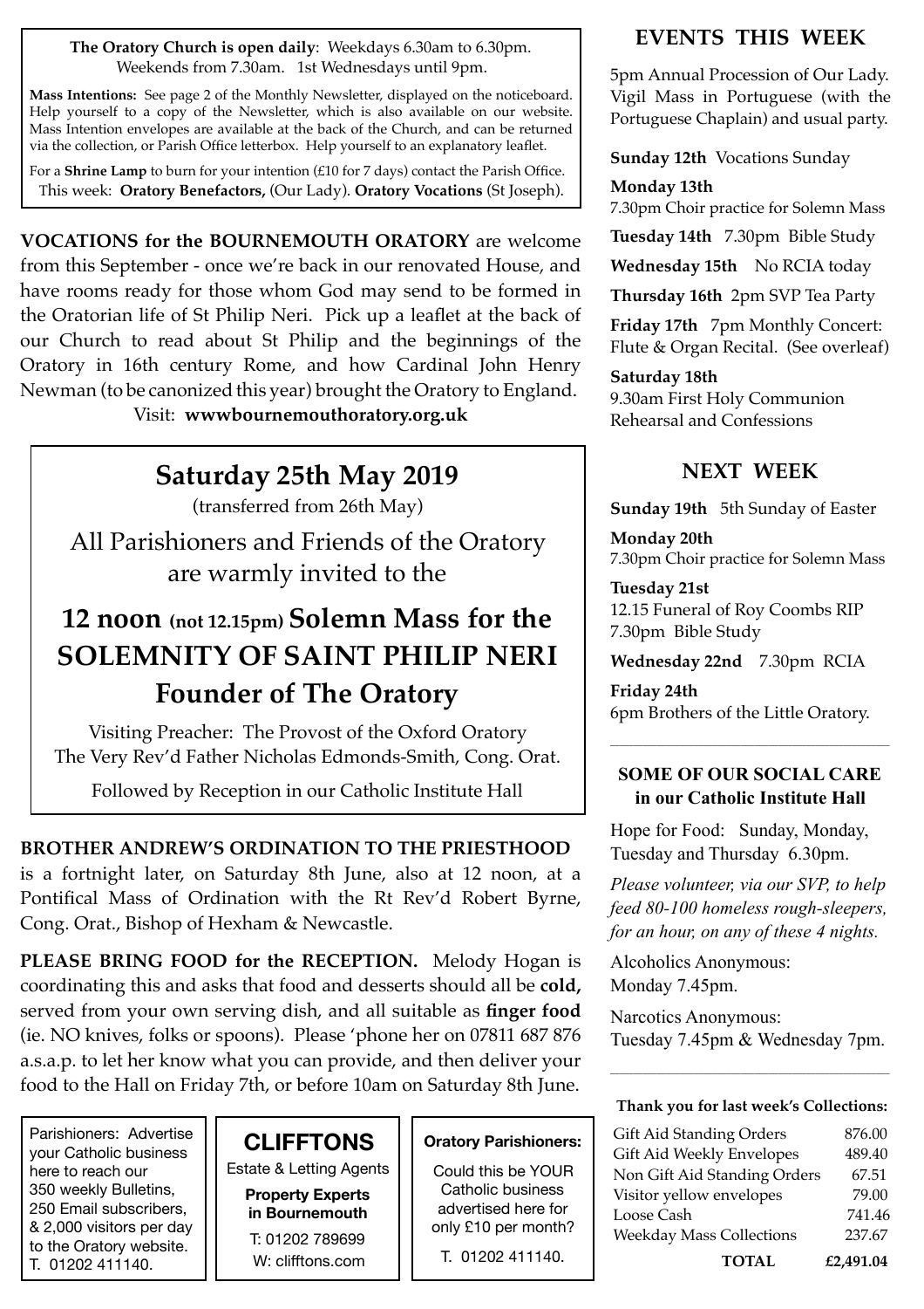**The Oratory Church is open daily**: Weekdays 6.30am to 6.30pm. Weekends from 7.30am. 1st Wednesdays until 9pm.

**Mass Intentions:** See page 2 of the Monthly Newsletter, displayed on the noticeboard. Help yourself to a copy of the Newsletter, which is also available on our website. Mass Intention envelopes are available at the back of the Church, and can be returned via the collection, or Parish Office letterbox. Help yourself to an explanatory leaflet.

For a **Shrine Lamp** to burn for your intention (£10 for 7 days) contact the Parish Office. This week: **Oratory Benefactors,** (Our Lady). **Oratory Vocations** (St Joseph).

**VOCATIONS for the BOURNEMOUTH ORATORY** are welcome from this September - once we're back in our renovated House, and have rooms ready for those whom God may send to be formed in the Oratorian life of St Philip Neri. Pick up a leaflet at the back of our Church to read about St Philip and the beginnings of the Oratory in 16th century Rome, and how Cardinal John Henry Newman (to be canonized this year) brought the Oratory to England.

Visit: **wwwbournemouthoratory.org.uk**

## Saturday 25th May 2019

(transferred from 26th May)

All Parishioners and Friends of the Oratory are warmly invited to the

## 12 noon (not 12.15pm) Solemn Mass for the SOLEMNITY OF SAINT PHILIP NERI Founder of The Oratory

Visiting Preacher: The Provost of the Oxford Oratory The Very Rev'd Father Nicholas Edmonds-Smith, Cong. Orat.

Followed by Reception in our Catholic Institute Hall

**BROTHER ANDREW'S ORDINATION TO THE PRIESTHOOD** is a fortnight later, on Saturday 8th June, also at 12 noon, at a Pontifical Mass of Ordination with the Rt Rev'd Robert Byrne, Cong. Orat., Bishop of Hexham & Newcastle.

**PLEASE BRING FOOD for the RECEPTION.** Melody Hogan is coordinating this and asks that food and desserts should all be **cold,** served from your own serving dish, and all suitable as **finger food** (ie. NO knives, folks or spoons). Please 'phone her on 07811 687 876 a.s.a.p. to let her know what you can provide, and then deliver your food to the Hall on Friday 7th, or before 10am on Saturday 8th June.

Parishioners: Advertise your Catholic business here to reach our 350 weekly Bulletins, 250 Email subscribers, & 2,000 visitors per day to the Oratory website. T. 01202 411140.

**CLIFFTONS**
Estate & Letting Agents
**Property Experts in Bournemouth**
T: 01202 789699
W: clifftons.com

**Oratory Parishioners:**
Could this be YOUR Catholic business advertised here for only £10 per month?
T. 01202 411140.

## EVENTS THIS WEEK

5pm Annual Procession of Our Lady. Vigil Mass in Portuguese (with the Portuguese Chaplain) and usual party.

**Sunday 12th** Vocations Sunday

**Monday 13th**
7.30pm Choir practice for Solemn Mass

**Tuesday 14th** 7.30pm Bible Study

**Wednesday 15th** No RCIA today

**Thursday 16th** 2pm SVP Tea Party

**Friday 17th** 7pm Monthly Concert: Flute & Organ Recital. (See overleaf)

**Saturday 18th**
9.30am First Holy Communion Rehearsal and Confessions

## NEXT WEEK

**Sunday 19th** 5th Sunday of Easter

**Monday 20th**
7.30pm Choir practice for Solemn Mass

**Tuesday 21st**
12.15 Funeral of Roy Coombs RIP
7.30pm Bible Study

**Wednesday 22nd** 7.30pm RCIA

**Friday 24th**
6pm Brothers of the Little Oratory.

### SOME OF OUR SOCIAL CARE in our Catholic Institute Hall

Hope for Food: Sunday, Monday, Tuesday and Thursday 6.30pm.

*Please volunteer, via our SVP, to help feed 80-100 homeless rough-sleepers, for an hour, on any of these 4 nights.*

Alcoholics Anonymous: Monday 7.45pm.

Narcotics Anonymous: Tuesday 7.45pm & Wednesday 7pm.

**Thank you for last week's Collections:**

| | |
|---|---|
| Gift Aid Standing Orders | 876.00 |
| Gift Aid Weekly Envelopes | 489.40 |
| Non Gift Aid Standing Orders | 67.51 |
| Visitor yellow envelopes | 79.00 |
| Loose Cash | 741.46 |
| Weekday Mass Collections | 237.67 |
| **TOTAL** | **£2,491.04** |